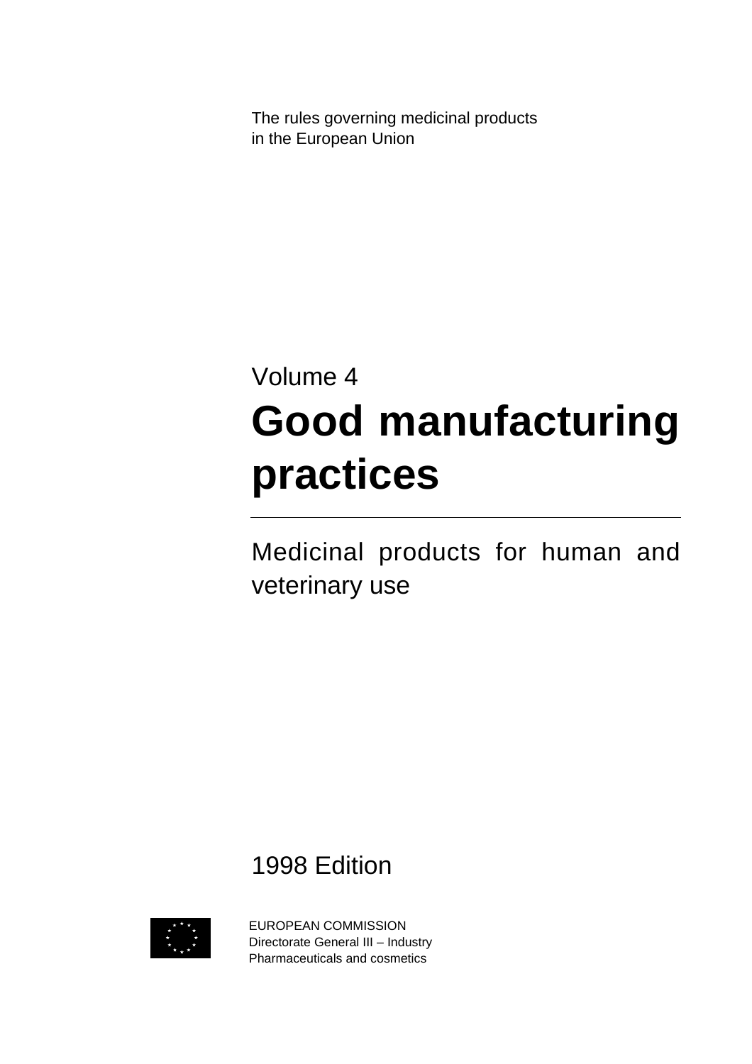The rules governing medicinal products
in the European Union

Volume 4

# Good manufacturing practices

Medicinal products for human and veterinary use

1998 Edition

EUROPEAN COMMISSION
Directorate General III – Industry
Pharmaceuticals and cosmetics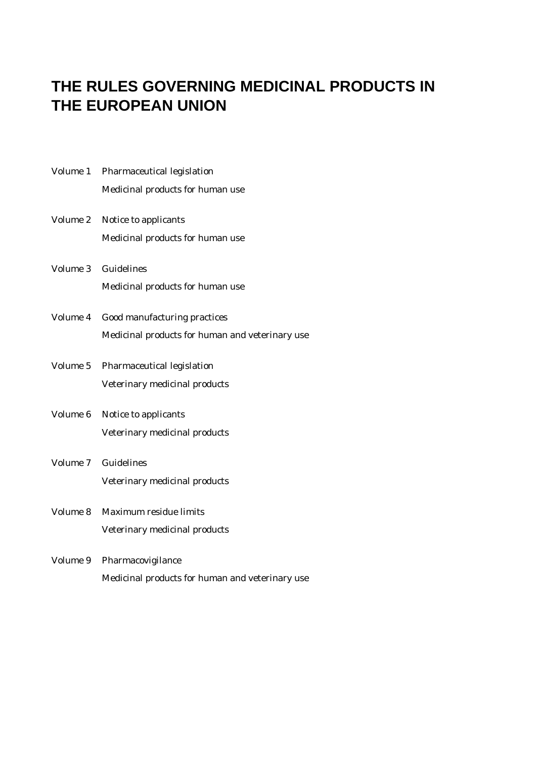# THE RULES GOVERNING MEDICINAL PRODUCTS IN THE EUROPEAN UNION

Volume 1 Pharmaceutical legislation
Medicinal products for human use

Volume 2 Notice to applicants
Medicinal products for human use

Volume 3 Guidelines
Medicinal products for human use

Volume 4 Good manufacturing practices
Medicinal products for human and veterinary use

Volume 5 Pharmaceutical legislation
Veterinary medicinal products

Volume 6 Notice to applicants
Veterinary medicinal products

Volume 7 Guidelines
Veterinary medicinal products

Volume 8 Maximum residue limits
Veterinary medicinal products

Volume 9 Pharmacovigilance
Medicinal products for human and veterinary use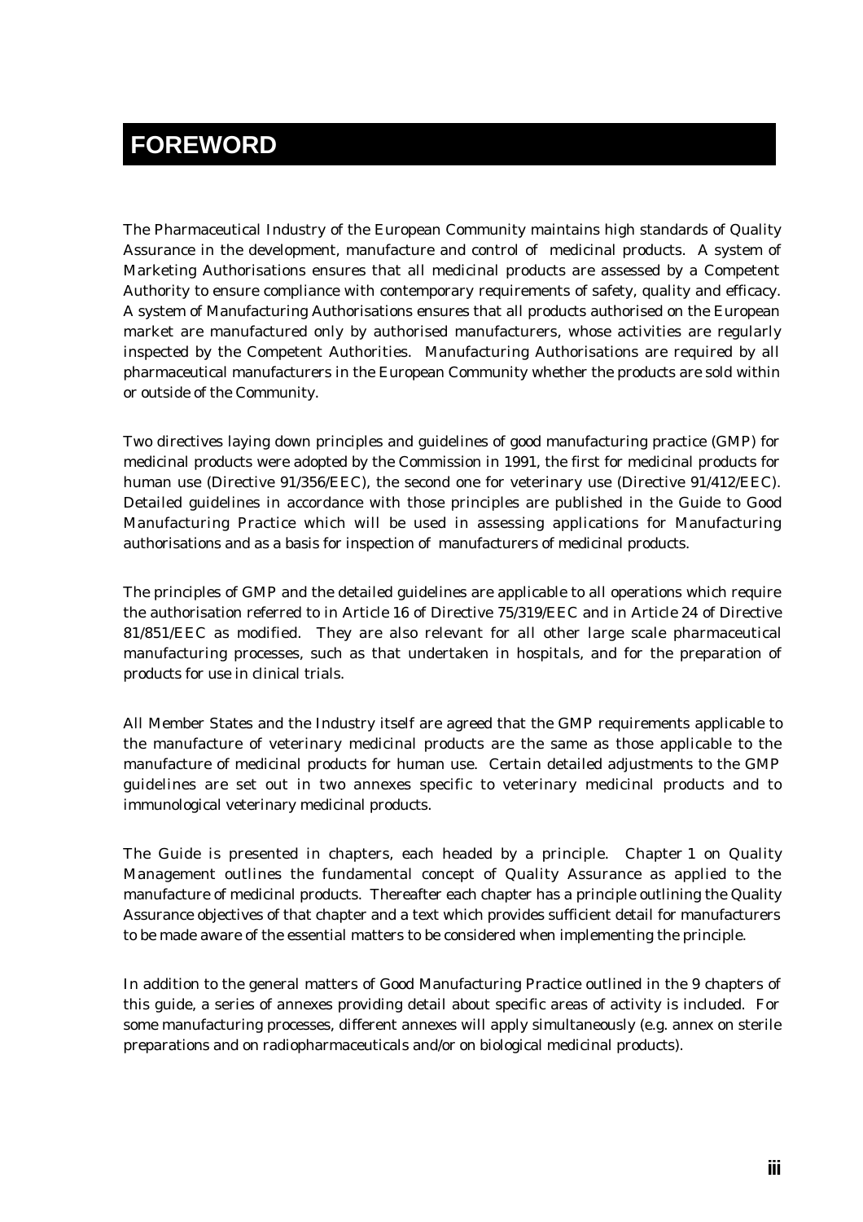# FOREWORD

The Pharmaceutical Industry of the European Community maintains high standards of Quality Assurance in the development, manufacture and control of medicinal products. A system of Marketing Authorisations ensures that all medicinal products are assessed by a Competent Authority to ensure compliance with contemporary requirements of safety, quality and efficacy. A system of Manufacturing Authorisations ensures that all products authorised on the European market are manufactured only by authorised manufacturers, whose activities are regularly inspected by the Competent Authorities. Manufacturing Authorisations are required by all pharmaceutical manufacturers in the European Community whether the products are sold within or outside of the Community.

Two directives laying down principles and guidelines of good manufacturing practice (GMP) for medicinal products were adopted by the Commission in 1991, the first for medicinal products for human use (Directive 91/356/EEC), the second one for veterinary use (Directive 91/412/EEC). Detailed guidelines in accordance with those principles are published in the Guide to Good Manufacturing Practice which will be used in assessing applications for Manufacturing authorisations and as a basis for inspection of manufacturers of medicinal products.

The principles of GMP and the detailed guidelines are applicable to all operations which require the authorisation referred to in Article 16 of Directive 75/319/EEC and in Article 24 of Directive 81/851/EEC as modified. They are also relevant for all other large scale pharmaceutical manufacturing processes, such as that undertaken in hospitals, and for the preparation of products for use in clinical trials.

All Member States and the Industry itself are agreed that the GMP requirements applicable to the manufacture of veterinary medicinal products are the same as those applicable to the manufacture of medicinal products for human use. Certain detailed adjustments to the GMP guidelines are set out in two annexes specific to veterinary medicinal products and to immunological veterinary medicinal products.

The Guide is presented in chapters, each headed by a principle. Chapter 1 on Quality Management outlines the fundamental concept of Quality Assurance as applied to the manufacture of medicinal products. Thereafter each chapter has a principle outlining the Quality Assurance objectives of that chapter and a text which provides sufficient detail for manufacturers to be made aware of the essential matters to be considered when implementing the principle.

In addition to the general matters of Good Manufacturing Practice outlined in the 9 chapters of this guide, a series of annexes providing detail about specific areas of activity is included. For some manufacturing processes, different annexes will apply simultaneously (e.g. annex on sterile preparations and on radiopharmaceuticals and/or on biological medicinal products).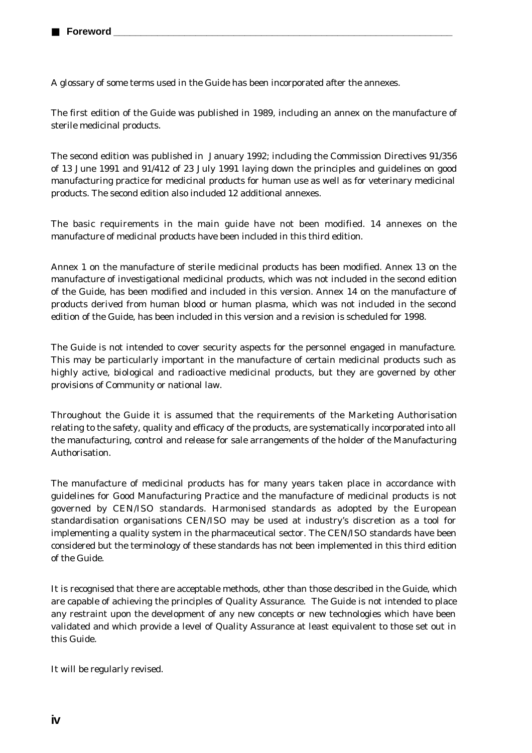A glossary of some terms used in the Guide has been incorporated after the annexes.

The first edition of the Guide was published in 1989, including an annex on the manufacture of sterile medicinal products.

The second edition was published in January 1992; including the Commission Directives 91/356 of 13 June 1991 and 91/412 of 23 July 1991 laying down the principles and guidelines on good manufacturing practice for medicinal products for human use as well as for veterinary medicinal products. The second edition also included 12 additional annexes.

The basic requirements in the main guide have not been modified. 14 annexes on the manufacture of medicinal products have been included in this third edition.

Annex 1 on the manufacture of sterile medicinal products has been modified. Annex 13 on the manufacture of investigational medicinal products, which was not included in the second edition of the Guide, has been modified and included in this version. Annex 14 on the manufacture of products derived from human blood or human plasma, which was not included in the second edition of the Guide, has been included in this version and a revision is scheduled for 1998.

The Guide is not intended to cover security aspects for the personnel engaged in manufacture. This may be particularly important in the manufacture of certain medicinal products such as highly active, biological and radioactive medicinal products, but they are governed by other provisions of Community or national law.

Throughout the Guide it is assumed that the requirements of the Marketing Authorisation relating to the safety, quality and efficacy of the products, are systematically incorporated into all the manufacturing, control and release for sale arrangements of the holder of the Manufacturing Authorisation.

The manufacture of medicinal products has for many years taken place in accordance with guidelines for Good Manufacturing Practice and the manufacture of medicinal products is not governed by CEN/ISO standards. Harmonised standards as adopted by the European standardisation organisations CEN/ISO may be used at industry's discretion as a tool for implementing a quality system in the pharmaceutical sector. The CEN/ISO standards have been considered but the terminology of these standards has not been implemented in this third edition of the Guide.

It is recognised that there are acceptable methods, other than those described in the Guide, which are capable of achieving the principles of Quality Assurance. The Guide is not intended to place any restraint upon the development of any new concepts or new technologies which have been validated and which provide a level of Quality Assurance at least equivalent to those set out in this Guide.

It will be regularly revised.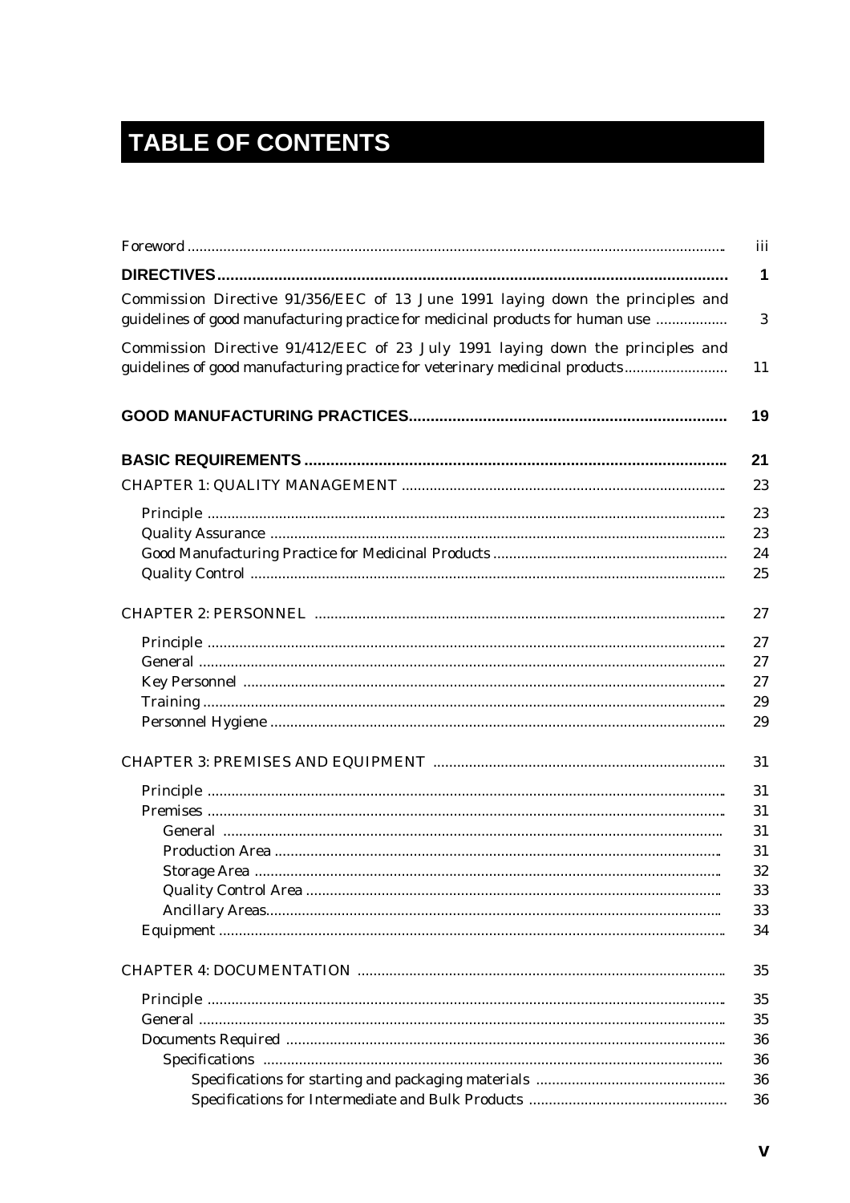# TABLE OF CONTENTS

| | |
|---|---|
| Foreword | iii |
| **DIRECTIVES** | **1** |
| Commission Directive 91/356/EEC of 13 June 1991 laying down the principles and guidelines of good manufacturing practice for medicinal products for human use | 3 |
| Commission Directive 91/412/EEC of 23 July 1991 laying down the principles and guidelines of good manufacturing practice for veterinary medicinal products | 11 |
| **GOOD MANUFACTURING PRACTICES** | **19** |
| **BASIC REQUIREMENTS** | **21** |
| CHAPTER 1: QUALITY MANAGEMENT | 23 |
| Principle | 23 |
| Quality Assurance | 23 |
| Good Manufacturing Practice for Medicinal Products | 24 |
| Quality Control | 25 |
| CHAPTER 2: PERSONNEL | 27 |
| Principle | 27 |
| General | 27 |
| Key Personnel | 27 |
| Training | 29 |
| Personnel Hygiene | 29 |
| CHAPTER 3: PREMISES AND EQUIPMENT | 31 |
| Principle | 31 |
| Premises | 31 |
| General | 31 |
| Production Area | 31 |
| Storage Area | 32 |
| Quality Control Area | 33 |
| Ancillary Areas | 33 |
| Equipment | 34 |
| CHAPTER 4: DOCUMENTATION | 35 |
| Principle | 35 |
| General | 35 |
| Documents Required | 36 |
| Specifications | 36 |
| Specifications for starting and packaging materials | 36 |
| Specifications for Intermediate and Bulk Products | 36 |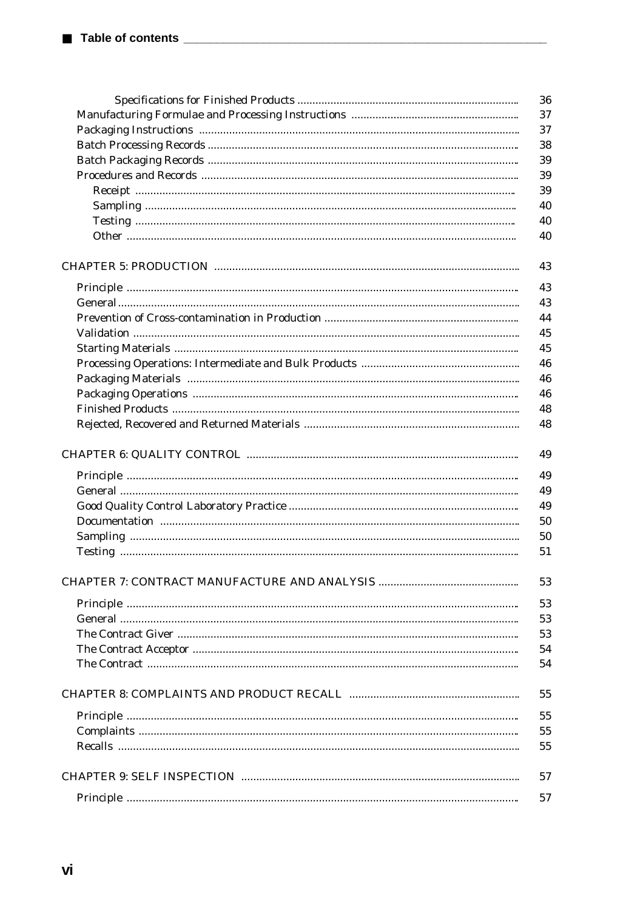Specifications for Finished Products ........................................................................ 36
Manufacturing Formulae and Processing Instructions ....................................................... 37
Packaging Instructions ......................................................................................................... 37
Batch Processing Records ..................................................................................................... 38
Batch Packaging Records ...................................................................................................... 39
Procedures and Records ........................................................................................................ 39
Receipt ............................................................................................................................ 39
Sampling ......................................................................................................................... 40
Testing ............................................................................................................................ 40
Other ............................................................................................................................... 40

CHAPTER 5: PRODUCTION ..................................................................................................... 43

Principle ................................................................................................................................. 43
General ................................................................................................................................... 43
Prevention of Cross-contamination in Production ................................................................ 44
Validation ............................................................................................................................... 45
Starting Materials ................................................................................................................... 45
Processing Operations: Intermediate and Bulk Products ..................................................... 46
Packaging Materials ............................................................................................................... 46
Packaging Operations ............................................................................................................ 46
Finished Products ................................................................................................................... 48
Rejected, Recovered and Returned Materials ....................................................................... 48

CHAPTER 6: QUALITY CONTROL .......................................................................................... 49

Principle ................................................................................................................................. 49
General ................................................................................................................................... 49
Good Quality Control Laboratory Practice ............................................................................ 49
Documentation ....................................................................................................................... 50
Sampling ................................................................................................................................ 50
Testing ................................................................................................................................... 51

CHAPTER 7: CONTRACT MANUFACTURE AND ANALYSIS ............................................... 53

Principle ................................................................................................................................. 53
General ................................................................................................................................... 53
The Contract Giver ................................................................................................................. 53
The Contract Acceptor ........................................................................................................... 54
The Contract .......................................................................................................................... 54

CHAPTER 8: COMPLAINTS AND PRODUCT RECALL ......................................................... 55

Principle ................................................................................................................................. 55
Complaints ............................................................................................................................. 55
Recalls .................................................................................................................................... 55

CHAPTER 9: SELF INSPECTION ............................................................................................ 57

Principle ................................................................................................................................. 57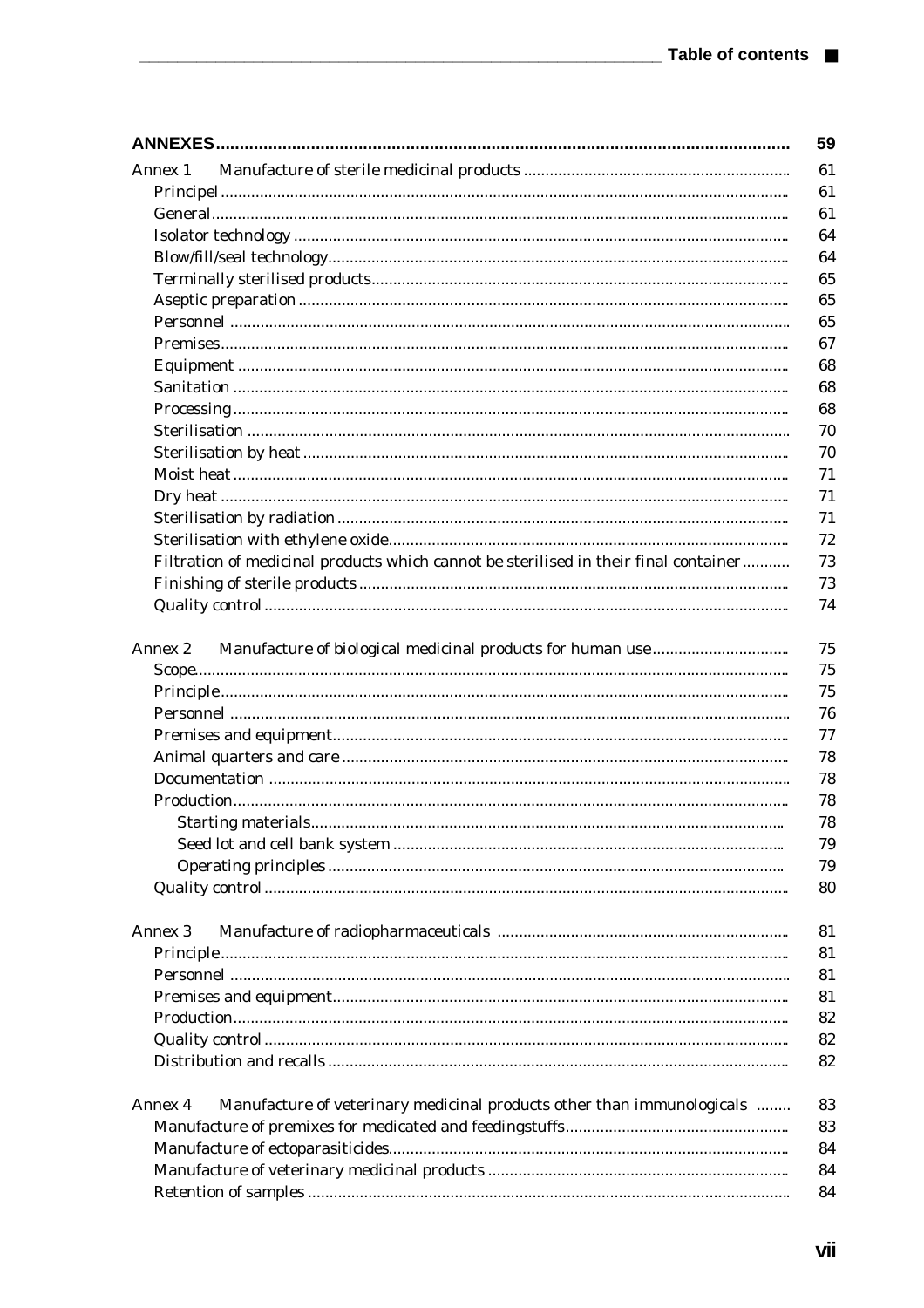| | |
|---|---|
| **ANNEXES** | **59** |
| Annex 1 Manufacture of sterile medicinal products | 61 |
| Principel | 61 |
| General | 61 |
| Isolator technology | 64 |
| Blow/fill/seal technology | 64 |
| Terminally sterilised products | 65 |
| Aseptic preparation | 65 |
| Personnel | 65 |
| Premises | 67 |
| Equipment | 68 |
| Sanitation | 68 |
| Processing | 68 |
| Sterilisation | 70 |
| Sterilisation by heat | 70 |
| Moist heat | 71 |
| Dry heat | 71 |
| Sterilisation by radiation | 71 |
| Sterilisation with ethylene oxide | 72 |
| Filtration of medicinal products which cannot be sterilised in their final container | 73 |
| Finishing of sterile products | 73 |
| Quality control | 74 |
| Annex 2 Manufacture of biological medicinal products for human use | 75 |
| Scope | 75 |
| Principle | 75 |
| Personnel | 76 |
| Premises and equipment | 77 |
| Animal quarters and care | 78 |
| Documentation | 78 |
| Production | 78 |
| Starting materials | 78 |
| Seed lot and cell bank system | 79 |
| Operating principles | 79 |
| Quality control | 80 |
| Annex 3 Manufacture of radiopharmaceuticals | 81 |
| Principle | 81 |
| Personnel | 81 |
| Premises and equipment | 81 |
| Production | 82 |
| Quality control | 82 |
| Distribution and recalls | 82 |
| Annex 4 Manufacture of veterinary medicinal products other than immunologicals | 83 |
| Manufacture of premixes for medicated and feedingstuffs | 83 |
| Manufacture of ectoparasiticides | 84 |
| Manufacture of veterinary medicinal products | 84 |
| Retention of samples | 84 |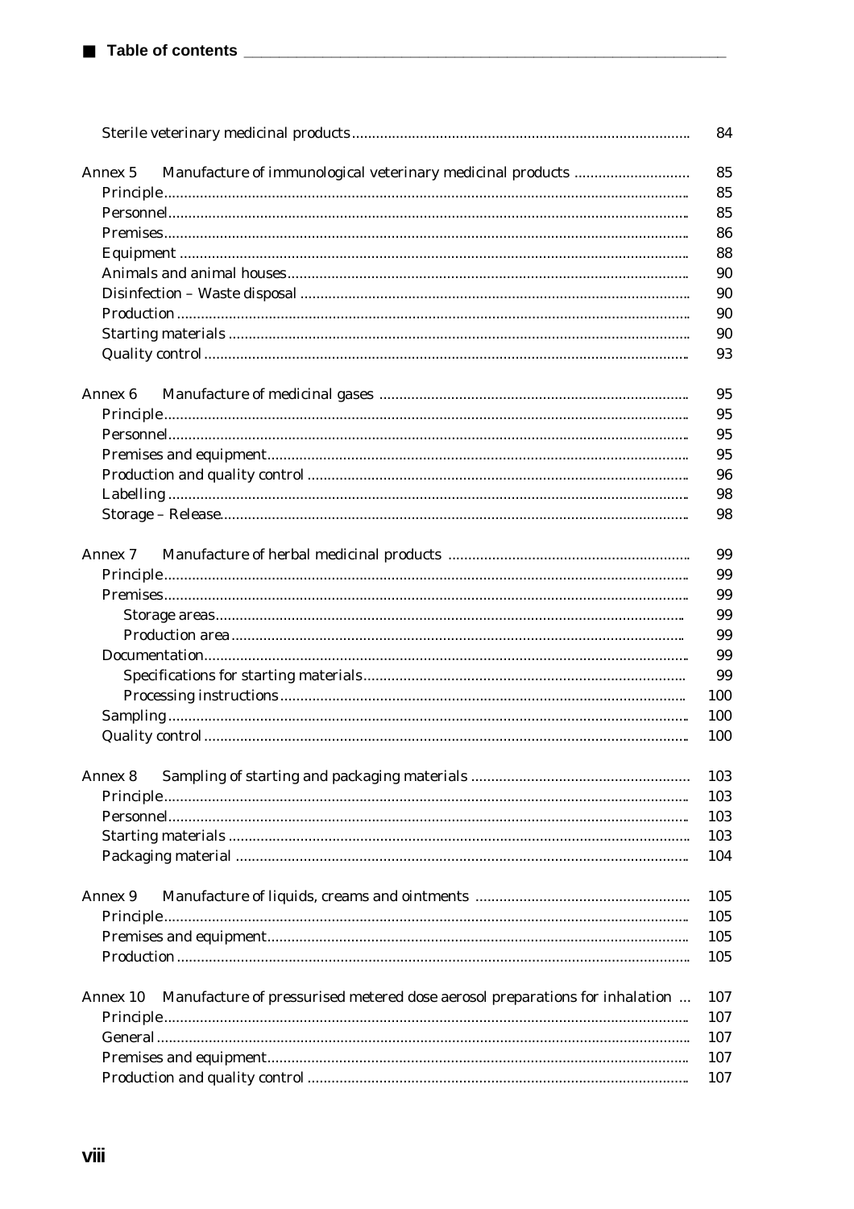| | |
|---|---|
| Sterile veterinary medicinal products | 84 |
| **Annex 5** Manufacture of immunological veterinary medicinal products | 85 |
| Principle | 85 |
| Personnel | 85 |
| Premises | 86 |
| Equipment | 88 |
| Animals and animal houses | 90 |
| Disinfection – Waste disposal | 90 |
| Production | 90 |
| Starting materials | 90 |
| Quality control | 93 |
| **Annex 6** Manufacture of medicinal gases | 95 |
| Principle | 95 |
| Personnel | 95 |
| Premises and equipment | 95 |
| Production and quality control | 96 |
| Labelling | 98 |
| Storage – Release | 98 |
| **Annex 7** Manufacture of herbal medicinal products | 99 |
| Principle | 99 |
| Premises | 99 |
| Storage areas | 99 |
| Production area | 99 |
| Documentation | 99 |
| Specifications for starting materials | 99 |
| Processing instructions | 100 |
| Sampling | 100 |
| Quality control | 100 |
| **Annex 8** Sampling of starting and packaging materials | 103 |
| Principle | 103 |
| Personnel | 103 |
| Starting materials | 103 |
| Packaging material | 104 |
| **Annex 9** Manufacture of liquids, creams and ointments | 105 |
| Principle | 105 |
| Premises and equipment | 105 |
| Production | 105 |
| **Annex 10** Manufacture of pressurised metered dose aerosol preparations for inhalation | 107 |
| Principle | 107 |
| General | 107 |
| Premises and equipment | 107 |
| Production and quality control | 107 |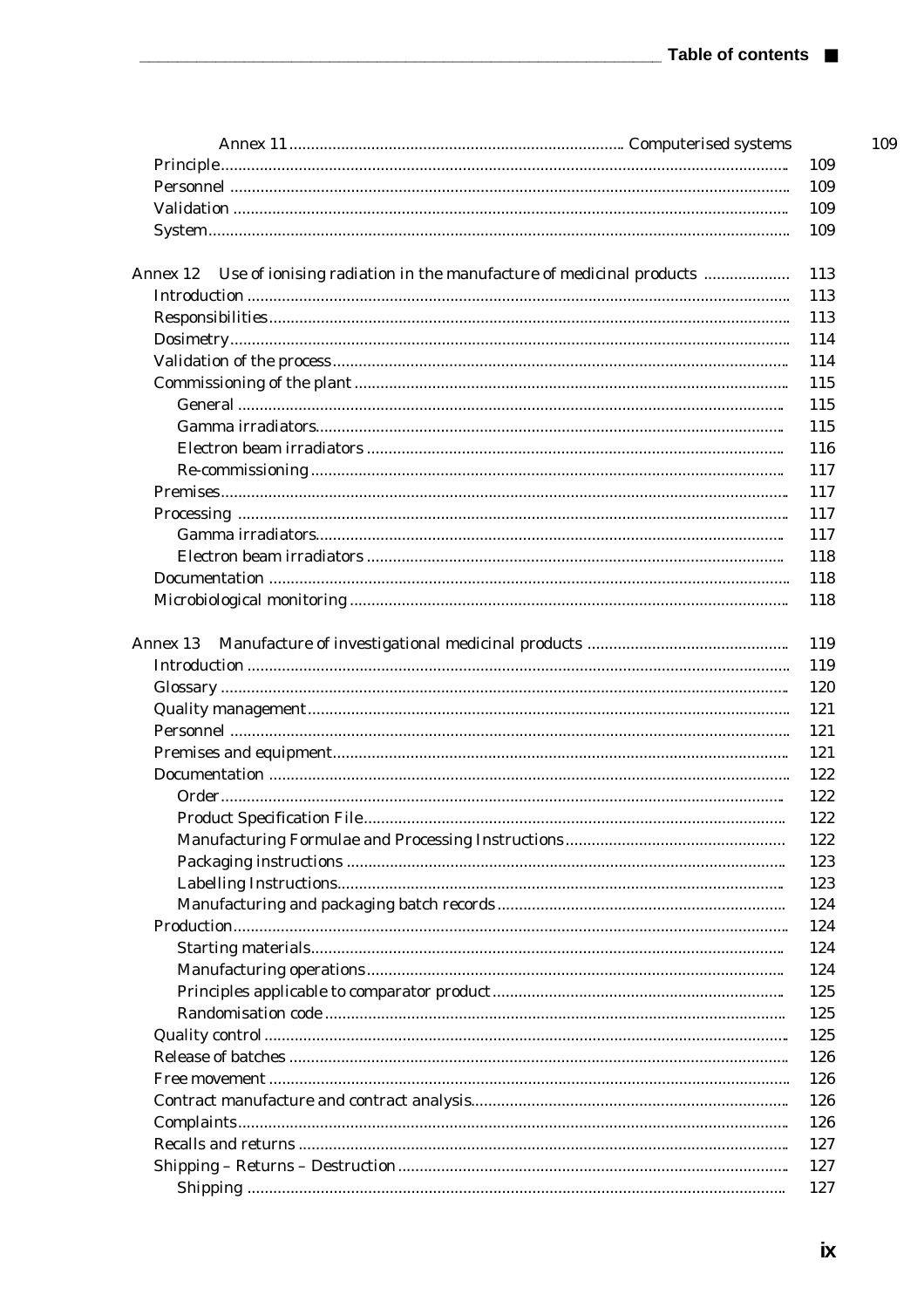| | |
|---|---|
| Annex 11 ... Computerised systems | 109 |
| Principle | 109 |
| Personnel | 109 |
| Validation | 109 |
| System | 109 |
| | |
| Annex 12 Use of ionising radiation in the manufacture of medicinal products | 113 |
| Introduction | 113 |
| Responsibilities | 113 |
| Dosimetry | 114 |
| Validation of the process | 114 |
| Commissioning of the plant | 115 |
| General | 115 |
| Gamma irradiators | 115 |
| Electron beam irradiators | 116 |
| Re-commissioning | 117 |
| Premises | 117 |
| Processing | 117 |
| Gamma irradiators | 117 |
| Electron beam irradiators | 118 |
| Documentation | 118 |
| Microbiological monitoring | 118 |
| | |
| Annex 13 Manufacture of investigational medicinal products | 119 |
| Introduction | 119 |
| Glossary | 120 |
| Quality management | 121 |
| Personnel | 121 |
| Premises and equipment | 121 |
| Documentation | 122 |
| Order | 122 |
| Product Specification File | 122 |
| Manufacturing Formulae and Processing Instructions | 122 |
| Packaging instructions | 123 |
| Labelling Instructions | 123 |
| Manufacturing and packaging batch records | 124 |
| Production | 124 |
| Starting materials | 124 |
| Manufacturing operations | 124 |
| Principles applicable to comparator product | 125 |
| Randomisation code | 125 |
| Quality control | 125 |
| Release of batches | 126 |
| Free movement | 126 |
| Contract manufacture and contract analysis | 126 |
| Complaints | 126 |
| Recalls and returns | 127 |
| Shipping – Returns – Destruction | 127 |
| Shipping | 127 |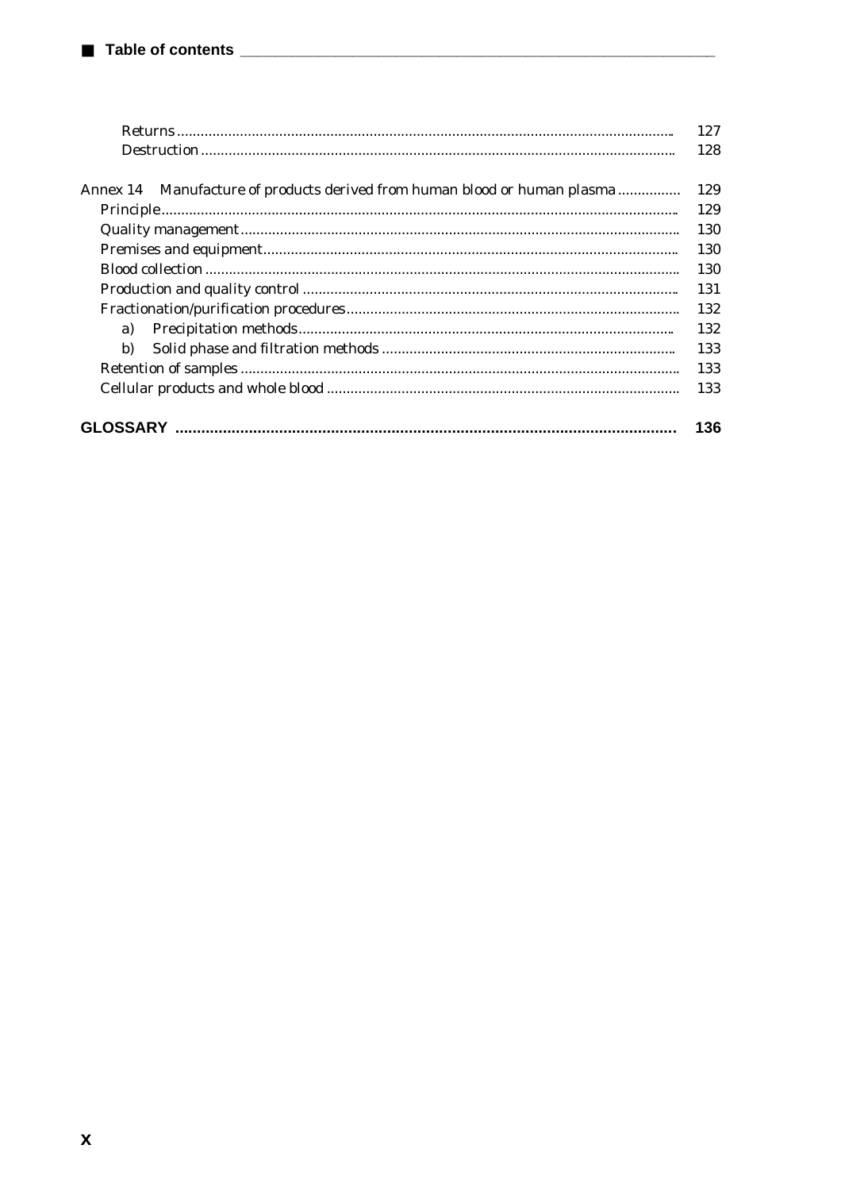Returns .............................................................................................................................. 127
Destruction ......................................................................................................................... 128

Annex 14 Manufacture of products derived from human blood or human plasma ................ 129
Principle .............................................................................................................................. 129
Quality management .......................................................................................................... 130
Premises and equipment .................................................................................................... 130
Blood collection .................................................................................................................. 130
Production and quality control .......................................................................................... 131
Fractionation/purification procedures ............................................................................... 132
a) Precipitation methods ........................................................................................... 132
b) Solid phase and filtration methods ...................................................................... 133
Retention of samples .......................................................................................................... 133
Cellular products and whole blood ................................................................................... 133

**GLOSSARY** .................................................................................................................. **136**